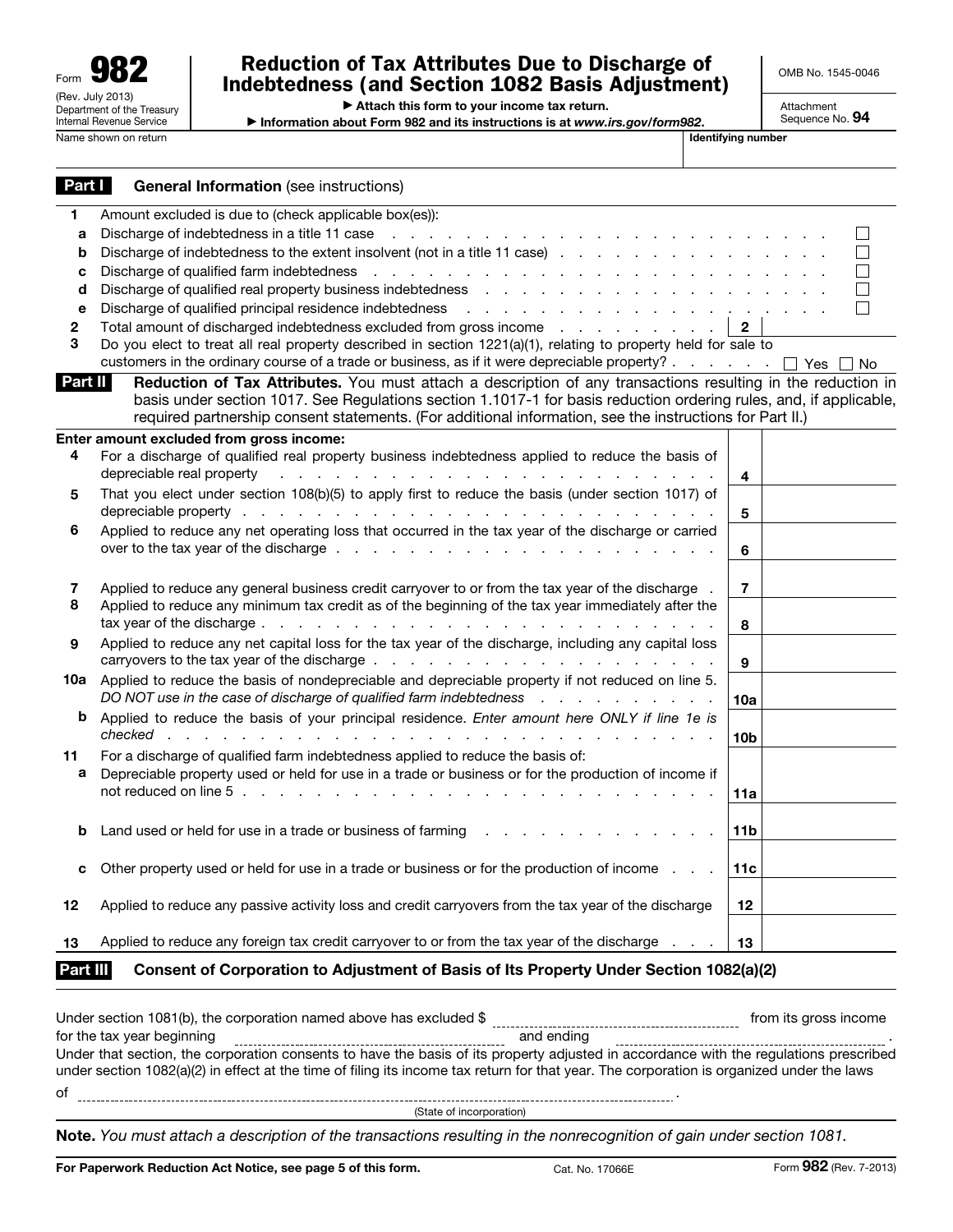Form **982**
(Rev. July 2013)
Department of the Treasury
Internal Revenue Service

# Reduction of Tax Attributes Due to Discharge of Indebtedness (and Section 1082 Basis Adjustment)

▶ Attach this form to your income tax return.
▶ Information about Form 982 and its instructions is at *www.irs.gov/form982*.

OMB No. 1545-0046

Attachment Sequence No. **94**

Name shown on return | Identifying number

## Part I General Information (see instructions)

| | | | |
|---|---|---|---|
| **1** | Amount excluded is due to (check applicable box(es)): | | |
| **a** | Discharge of indebtedness in a title 11 case | | ☐ |
| **b** | Discharge of indebtedness to the extent insolvent (not in a title 11 case) | | ☐ |
| **c** | Discharge of qualified farm indebtedness | | ☐ |
| **d** | Discharge of qualified real property business indebtedness | | ☐ |
| **e** | Discharge of qualified principal residence indebtedness | | ☐ |
| **2** | Total amount of discharged indebtedness excluded from gross income | **2** | |
| **3** | Do you elect to treat all real property described in section 1221(a)(1), relating to property held for sale to customers in the ordinary course of a trade or business, as if it were depreciable property? | | ☐ Yes ☐ No |

## Part II Reduction of Tax Attributes.

You must attach a description of any transactions resulting in the reduction in basis under section 1017. See Regulations section 1.1017-1 for basis reduction ordering rules, and, if applicable, required partnership consent statements. (For additional information, see the instructions for Part II.)

| | **Enter amount excluded from gross income:** | | |
|---|---|---|---|
| **4** | For a discharge of qualified real property business indebtedness applied to reduce the basis of depreciable real property | **4** | |
| **5** | That you elect under section 108(b)(5) to apply first to reduce the basis (under section 1017) of depreciable property | **5** | |
| **6** | Applied to reduce any net operating loss that occurred in the tax year of the discharge or carried over to the tax year of the discharge | **6** | |
| **7** | Applied to reduce any general business credit carryover to or from the tax year of the discharge | **7** | |
| **8** | Applied to reduce any minimum tax credit as of the beginning of the tax year immediately after the tax year of the discharge | **8** | |
| **9** | Applied to reduce any net capital loss for the tax year of the discharge, including any capital loss carryovers to the tax year of the discharge | **9** | |
| **10a** | Applied to reduce the basis of nondepreciable and depreciable property if not reduced on line 5. *DO NOT use in the case of discharge of qualified farm indebtedness* | **10a** | |
| **b** | Applied to reduce the basis of your principal residence. *Enter amount here ONLY if line 1e is checked* | **10b** | |
| **11** | For a discharge of qualified farm indebtedness applied to reduce the basis of: | | |
| **a** | Depreciable property used or held for use in a trade or business or for the production of income if not reduced on line 5 | **11a** | |
| **b** | Land used or held for use in a trade or business of farming | **11b** | |
| **c** | Other property used or held for use in a trade or business or for the production of income | **11c** | |
| **12** | Applied to reduce any passive activity loss and credit carryovers from the tax year of the discharge | **12** | |
| **13** | Applied to reduce any foreign tax credit carryover to or from the tax year of the discharge | **13** | |

## Part III Consent of Corporation to Adjustment of Basis of Its Property Under Section 1082(a)(2)

Under section 1081(b), the corporation named above has excluded $ ____________________ from its gross income for the tax year beginning ____________________ and ending ____________________.
Under that section, the corporation consents to have the basis of its property adjusted in accordance with the regulations prescribed under section 1082(a)(2) in effect at the time of filing its income tax return for that year. The corporation is organized under the laws of ____________________.
(State of incorporation)

**Note.** *You must attach a description of the transactions resulting in the nonrecognition of gain under section 1081.*

**For Paperwork Reduction Act Notice, see page 5 of this form.** Cat. No. 17066E Form **982** (Rev. 7-2013)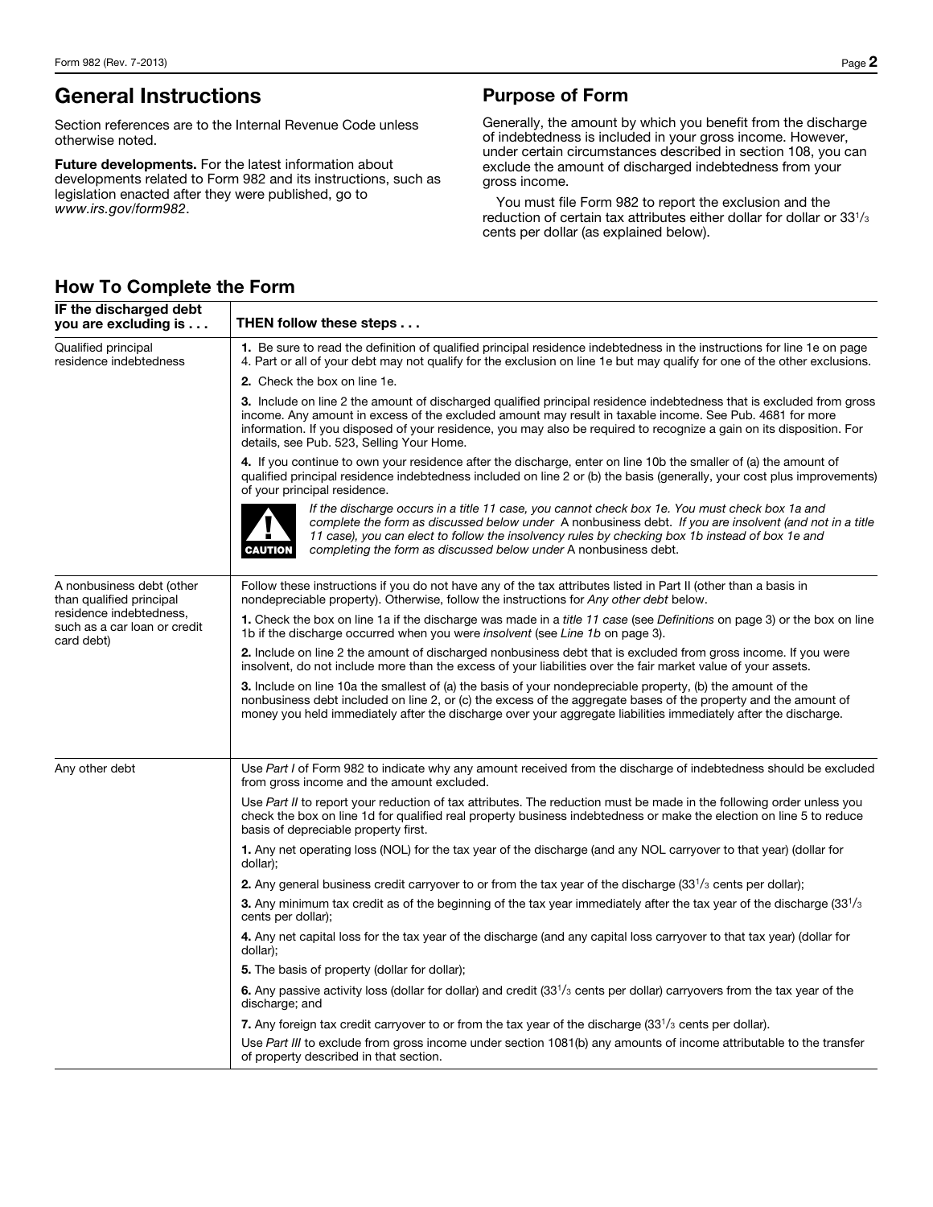## General Instructions

Section references are to the Internal Revenue Code unless otherwise noted.

**Future developments.** For the latest information about developments related to Form 982 and its instructions, such as legislation enacted after they were published, go to *www.irs.gov/form982*.

## Purpose of Form

Generally, the amount by which you benefit from the discharge of indebtedness is included in your gross income. However, under certain circumstances described in section 108, you can exclude the amount of discharged indebtedness from your gross income.

You must file Form 982 to report the exclusion and the reduction of certain tax attributes either dollar for dollar or 33 1/3 cents per dollar (as explained below).

## How To Complete the Form

| IF the discharged debt you are excluding is . . . | THEN follow these steps . . . |
|---|---|
| Qualified principal residence indebtedness | **1.** Be sure to read the definition of qualified principal residence indebtedness in the instructions for line 1e on page 4. Part or all of your debt may not qualify for the exclusion on line 1e but may qualify for one of the other exclusions.<br><br>**2.** Check the box on line 1e.<br><br>**3.** Include on line 2 the amount of discharged qualified principal residence indebtedness that is excluded from gross income. Any amount in excess of the excluded amount may result in taxable income. See Pub. 4681 for more information. If you disposed of your residence, you may also be required to recognize a gain on its disposition. For details, see Pub. 523, Selling Your Home.<br><br>**4.** If you continue to own your residence after the discharge, enter on line 10b the smaller of (a) the amount of qualified principal residence indebtedness included on line 2 or (b) the basis (generally, your cost plus improvements) of your principal residence.<br><br>**CAUTION** *If the discharge occurs in a title 11 case, you cannot check box 1e. You must check box 1a and complete the form as discussed below under* A nonbusiness debt. *If you are insolvent (and not in a title 11 case), you can elect to follow the insolvency rules by checking box 1b instead of box 1e and completing the form as discussed below under* A nonbusiness debt. |
| A nonbusiness debt (other than qualified principal residence indebtedness, such as a car loan or credit card debt) | Follow these instructions if you do not have any of the tax attributes listed in Part II (other than a basis in nondepreciable property). Otherwise, follow the instructions for *Any other debt* below.<br><br>**1.** Check the box on line 1a if the discharge was made in a *title 11 case* (see *Definitions* on page 3) or the box on line 1b if the discharge occurred when you were *insolvent* (see *Line 1b* on page 3).<br><br>**2.** Include on line 2 the amount of discharged nonbusiness debt that is excluded from gross income. If you were insolvent, do not include more than the excess of your liabilities over the fair market value of your assets.<br><br>**3.** Include on line 10a the smallest of (a) the basis of your nondepreciable property, (b) the amount of the nonbusiness debt included on line 2, or (c) the excess of the aggregate bases of the property and the amount of money you held immediately after the discharge over your aggregate liabilities immediately after the discharge. |
| Any other debt | Use *Part I* of Form 982 to indicate why any amount received from the discharge of indebtedness should be excluded from gross income and the amount excluded.<br><br>Use *Part II* to report your reduction of tax attributes. The reduction must be made in the following order unless you check the box on line 1d for qualified real property business indebtedness or make the election on line 5 to reduce basis of depreciable property first.<br><br>**1.** Any net operating loss (NOL) for the tax year of the discharge (and any NOL carryover to that year) (dollar for dollar);<br><br>**2.** Any general business credit carryover to or from the tax year of the discharge (33 1/3 cents per dollar);<br><br>**3.** Any minimum tax credit as of the beginning of the tax year immediately after the tax year of the discharge (33 1/3 cents per dollar);<br><br>**4.** Any net capital loss for the tax year of the discharge (and any capital loss carryover to that tax year) (dollar for dollar);<br><br>**5.** The basis of property (dollar for dollar);<br><br>**6.** Any passive activity loss (dollar for dollar) and credit (33 1/3 cents per dollar) carryovers from the tax year of the discharge; and<br><br>**7.** Any foreign tax credit carryover to or from the tax year of the discharge (33 1/3 cents per dollar).<br><br>Use *Part III* to exclude from gross income under section 1081(b) any amounts of income attributable to the transfer of property described in that section. |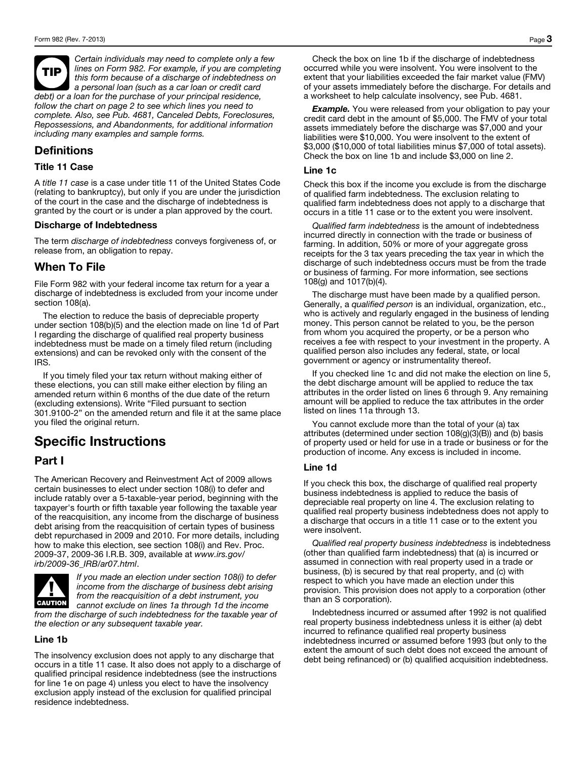**TIP** *Certain individuals may need to complete only a few lines on Form 982. For example, if you are completing this form because of a discharge of indebtedness on a personal loan (such as a car loan or credit card debt) or a loan for the purchase of your principal residence, follow the chart on page 2 to see which lines you need to complete. Also, see Pub. 4681, Canceled Debts, Foreclosures, Repossessions, and Abandonments, for additional information including many examples and sample forms.*

## Definitions

### Title 11 Case

A *title 11 case* is a case under title 11 of the United States Code (relating to bankruptcy), but only if you are under the jurisdiction of the court in the case and the discharge of indebtedness is granted by the court or is under a plan approved by the court.

### Discharge of Indebtedness

The term *discharge of indebtedness* conveys forgiveness of, or release from, an obligation to repay.

## When To File

File Form 982 with your federal income tax return for a year a discharge of indebtedness is excluded from your income under section 108(a).

The election to reduce the basis of depreciable property under section 108(b)(5) and the election made on line 1d of Part I regarding the discharge of qualified real property business indebtedness must be made on a timely filed return (including extensions) and can be revoked only with the consent of the IRS.

If you timely filed your tax return without making either of these elections, you can still make either election by filing an amended return within 6 months of the due date of the return (excluding extensions). Write "Filed pursuant to section 301.9100-2" on the amended return and file it at the same place you filed the original return.

# Specific Instructions

## Part I

The American Recovery and Reinvestment Act of 2009 allows certain businesses to elect under section 108(i) to defer and include ratably over a 5-taxable-year period, beginning with the taxpayer's fourth or fifth taxable year following the taxable year of the reacquisition, any income from the discharge of business debt arising from the reacquisition of certain types of business debt repurchased in 2009 and 2010. For more details, including how to make this election, see section 108(i) and Rev. Proc. 2009-37, 2009-36 I.R.B. 309, available at *www.irs.gov/irb/2009-36_IRB/ar07.html*.

**CAUTION** *If you made an election under section 108(i) to defer income from the discharge of business debt arising from the reacquisition of a debt instrument, you cannot exclude on lines 1a through 1d the income from the discharge of such indebtedness for the taxable year of the election or any subsequent taxable year.*

### Line 1b

The insolvency exclusion does not apply to any discharge that occurs in a title 11 case. It also does not apply to a discharge of qualified principal residence indebtedness (see the instructions for line 1e on page 4) unless you elect to have the insolvency exclusion apply instead of the exclusion for qualified principal residence indebtedness.

Check the box on line 1b if the discharge of indebtedness occurred while you were insolvent. You were insolvent to the extent that your liabilities exceeded the fair market value (FMV) of your assets immediately before the discharge. For details and a worksheet to help calculate insolvency, see Pub. 4681.

***Example.*** You were released from your obligation to pay your credit card debt in the amount of $5,000. The FMV of your total assets immediately before the discharge was $7,000 and your liabilities were $10,000. You were insolvent to the extent of $3,000 ($10,000 of total liabilities minus $7,000 of total assets). Check the box on line 1b and include $3,000 on line 2.

### Line 1c

Check this box if the income you exclude is from the discharge of qualified farm indebtedness. The exclusion relating to qualified farm indebtedness does not apply to a discharge that occurs in a title 11 case or to the extent you were insolvent.

*Qualified farm indebtedness* is the amount of indebtedness incurred directly in connection with the trade or business of farming. In addition, 50% or more of your aggregate gross receipts for the 3 tax years preceding the tax year in which the discharge of such indebtedness occurs must be from the trade or business of farming. For more information, see sections 108(g) and 1017(b)(4).

The discharge must have been made by a qualified person. Generally, a *qualified person* is an individual, organization, etc., who is actively and regularly engaged in the business of lending money. This person cannot be related to you, be the person from whom you acquired the property, or be a person who receives a fee with respect to your investment in the property. A qualified person also includes any federal, state, or local government or agency or instrumentality thereof.

If you checked line 1c and did not make the election on line 5, the debt discharge amount will be applied to reduce the tax attributes in the order listed on lines 6 through 9. Any remaining amount will be applied to reduce the tax attributes in the order listed on lines 11a through 13.

You cannot exclude more than the total of your (a) tax attributes (determined under section 108(g)(3)(B)) and (b) basis of property used or held for use in a trade or business or for the production of income. Any excess is included in income.

### Line 1d

If you check this box, the discharge of qualified real property business indebtedness is applied to reduce the basis of depreciable real property on line 4. The exclusion relating to qualified real property business indebtedness does not apply to a discharge that occurs in a title 11 case or to the extent you were insolvent.

*Qualified real property business indebtedness* is indebtedness (other than qualified farm indebtedness) that (a) is incurred or assumed in connection with real property used in a trade or business, (b) is secured by that real property, and (c) with respect to which you have made an election under this provision. This provision does not apply to a corporation (other than an S corporation).

Indebtedness incurred or assumed after 1992 is not qualified real property business indebtedness unless it is either (a) debt incurred to refinance qualified real property business indebtedness incurred or assumed before 1993 (but only to the extent the amount of such debt does not exceed the amount of debt being refinanced) or (b) qualified acquisition indebtedness.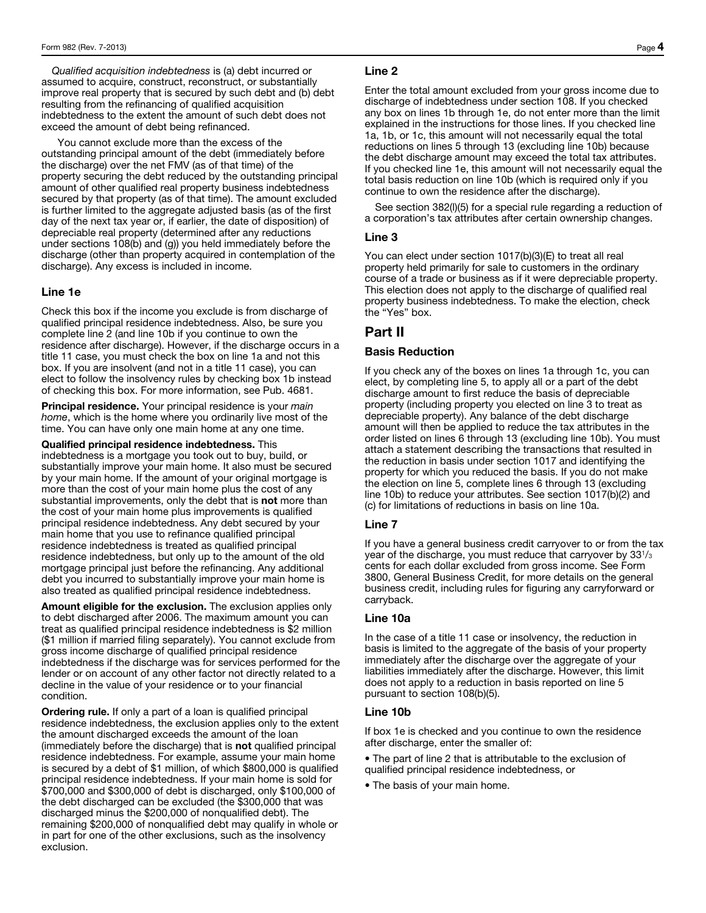*Qualified acquisition indebtedness* is (a) debt incurred or assumed to acquire, construct, reconstruct, or substantially improve real property that is secured by such debt and (b) debt resulting from the refinancing of qualified acquisition indebtedness to the extent the amount of such debt does not exceed the amount of debt being refinanced.

You cannot exclude more than the excess of the outstanding principal amount of the debt (immediately before the discharge) over the net FMV (as of that time) of the property securing the debt reduced by the outstanding principal amount of other qualified real property business indebtedness secured by that property (as of that time). The amount excluded is further limited to the aggregate adjusted basis (as of the first day of the next tax year or, if earlier, the date of disposition) of depreciable real property (determined after any reductions under sections 108(b) and (g)) you held immediately before the discharge (other than property acquired in contemplation of the discharge). Any excess is included in income.

### Line 1e

Check this box if the income you exclude is from discharge of qualified principal residence indebtedness. Also, be sure you complete line 2 (and line 10b if you continue to own the residence after discharge). However, if the discharge occurs in a title 11 case, you must check the box on line 1a and not this box. If you are insolvent (and not in a title 11 case), you can elect to follow the insolvency rules by checking box 1b instead of checking this box. For more information, see Pub. 4681.

**Principal residence.** Your principal residence is your *main home*, which is the home where you ordinarily live most of the time. You can have only one main home at any one time.

**Qualified principal residence indebtedness.** This indebtedness is a mortgage you took out to buy, build, or substantially improve your main home. It also must be secured by your main home. If the amount of your original mortgage is more than the cost of your main home plus the cost of any substantial improvements, only the debt that is **not** more than the cost of your main home plus improvements is qualified principal residence indebtedness. Any debt secured by your main home that you use to refinance qualified principal residence indebtedness is treated as qualified principal residence indebtedness, but only up to the amount of the old mortgage principal just before the refinancing. Any additional debt you incurred to substantially improve your main home is also treated as qualified principal residence indebtedness.

**Amount eligible for the exclusion.** The exclusion applies only to debt discharged after 2006. The maximum amount you can treat as qualified principal residence indebtedness is $2 million ($1 million if married filing separately). You cannot exclude from gross income discharge of qualified principal residence indebtedness if the discharge was for services performed for the lender or on account of any other factor not directly related to a decline in the value of your residence or to your financial condition.

**Ordering rule.** If only a part of a loan is qualified principal residence indebtedness, the exclusion applies only to the extent the amount discharged exceeds the amount of the loan (immediately before the discharge) that is **not** qualified principal residence indebtedness. For example, assume your main home is secured by a debt of $1 million, of which $800,000 is qualified principal residence indebtedness. If your main home is sold for $700,000 and $300,000 of debt is discharged, only $100,000 of the debt discharged can be excluded (the $300,000 that was discharged minus the $200,000 of nonqualified debt). The remaining $200,000 of nonqualified debt may qualify in whole or in part for one of the other exclusions, such as the insolvency exclusion.

### Line 2

Enter the total amount excluded from your gross income due to discharge of indebtedness under section 108. If you checked any box on lines 1b through 1e, do not enter more than the limit explained in the instructions for those lines. If you checked line 1a, 1b, or 1c, this amount will not necessarily equal the total reductions on lines 5 through 13 (excluding line 10b) because the debt discharge amount may exceed the total tax attributes. If you checked line 1e, this amount will not necessarily equal the total basis reduction on line 10b (which is required only if you continue to own the residence after the discharge).

See section 382(l)(5) for a special rule regarding a reduction of a corporation's tax attributes after certain ownership changes.

### Line 3

You can elect under section 1017(b)(3)(E) to treat all real property held primarily for sale to customers in the ordinary course of a trade or business as if it were depreciable property. This election does not apply to the discharge of qualified real property business indebtedness. To make the election, check the "Yes" box.

## Part II

### Basis Reduction

If you check any of the boxes on lines 1a through 1c, you can elect, by completing line 5, to apply all or a part of the debt discharge amount to first reduce the basis of depreciable property (including property you elected on line 3 to treat as depreciable property). Any balance of the debt discharge amount will then be applied to reduce the tax attributes in the order listed on lines 6 through 13 (excluding line 10b). You must attach a statement describing the transactions that resulted in the reduction in basis under section 1017 and identifying the property for which you reduced the basis. If you do not make the election on line 5, complete lines 6 through 13 (excluding line 10b) to reduce your attributes. See section 1017(b)(2) and (c) for limitations of reductions in basis on line 10a.

### Line 7

If you have a general business credit carryover to or from the tax year of the discharge, you must reduce that carryover by $33\frac{1}{3}$ cents for each dollar excluded from gross income. See Form 3800, General Business Credit, for more details on the general business credit, including rules for figuring any carryforward or carryback.

### Line 10a

In the case of a title 11 case or insolvency, the reduction in basis is limited to the aggregate of the basis of your property immediately after the discharge over the aggregate of your liabilities immediately after the discharge. However, this limit does not apply to a reduction in basis reported on line 5 pursuant to section 108(b)(5).

### Line 10b

If box 1e is checked and you continue to own the residence after discharge, enter the smaller of:

- The part of line 2 that is attributable to the exclusion of qualified principal residence indebtedness, or
- The basis of your main home.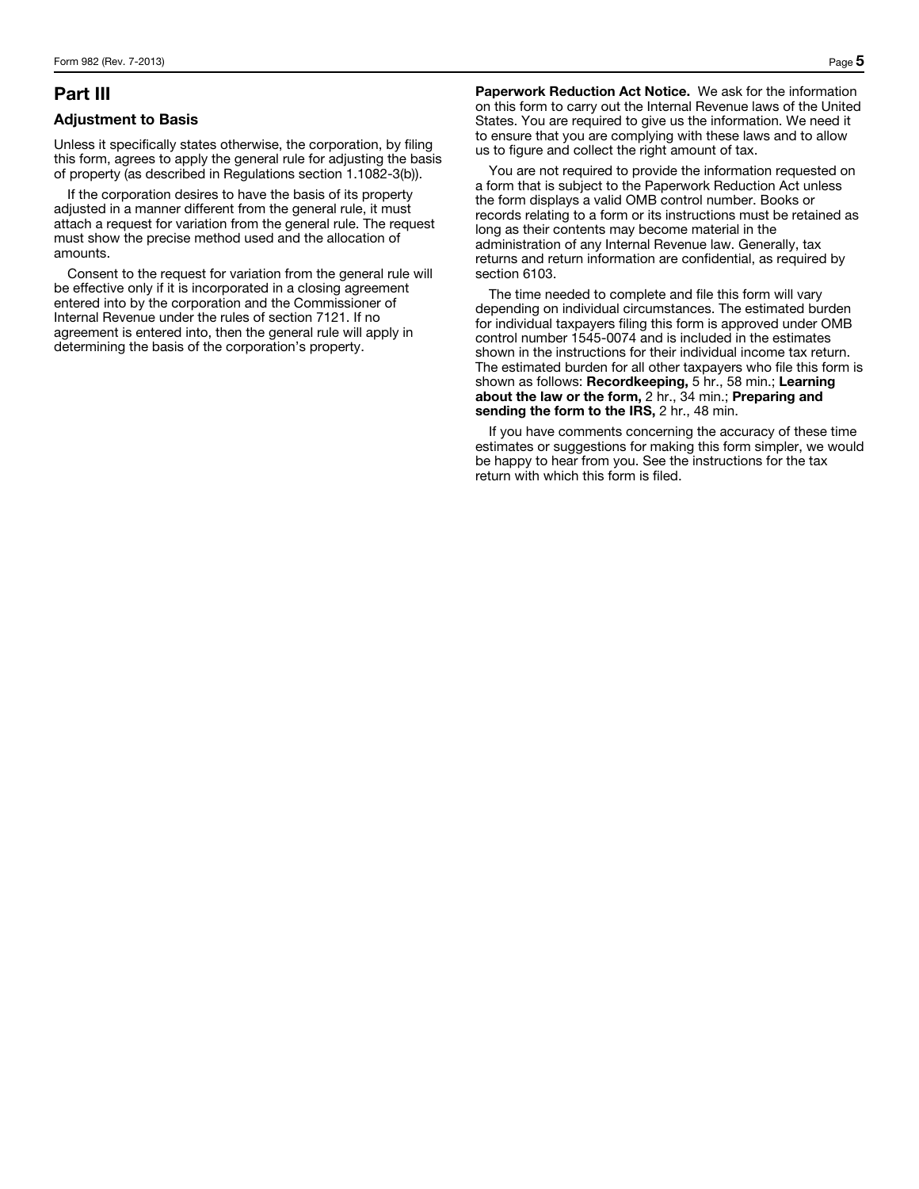## Part III

### Adjustment to Basis

Unless it specifically states otherwise, the corporation, by filing this form, agrees to apply the general rule for adjusting the basis of property (as described in Regulations section 1.1082-3(b)).

If the corporation desires to have the basis of its property adjusted in a manner different from the general rule, it must attach a request for variation from the general rule. The request must show the precise method used and the allocation of amounts.

Consent to the request for variation from the general rule will be effective only if it is incorporated in a closing agreement entered into by the corporation and the Commissioner of Internal Revenue under the rules of section 7121. If no agreement is entered into, then the general rule will apply in determining the basis of the corporation's property.

**Paperwork Reduction Act Notice.** We ask for the information on this form to carry out the Internal Revenue laws of the United States. You are required to give us the information. We need it to ensure that you are complying with these laws and to allow us to figure and collect the right amount of tax.

You are not required to provide the information requested on a form that is subject to the Paperwork Reduction Act unless the form displays a valid OMB control number. Books or records relating to a form or its instructions must be retained as long as their contents may become material in the administration of any Internal Revenue law. Generally, tax returns and return information are confidential, as required by section 6103.

The time needed to complete and file this form will vary depending on individual circumstances. The estimated burden for individual taxpayers filing this form is approved under OMB control number 1545-0074 and is included in the estimates shown in the instructions for their individual income tax return. The estimated burden for all other taxpayers who file this form is shown as follows: **Recordkeeping,** 5 hr., 58 min.; **Learning about the law or the form,** 2 hr., 34 min.; **Preparing and sending the form to the IRS,** 2 hr., 48 min.

If you have comments concerning the accuracy of these time estimates or suggestions for making this form simpler, we would be happy to hear from you. See the instructions for the tax return with which this form is filed.